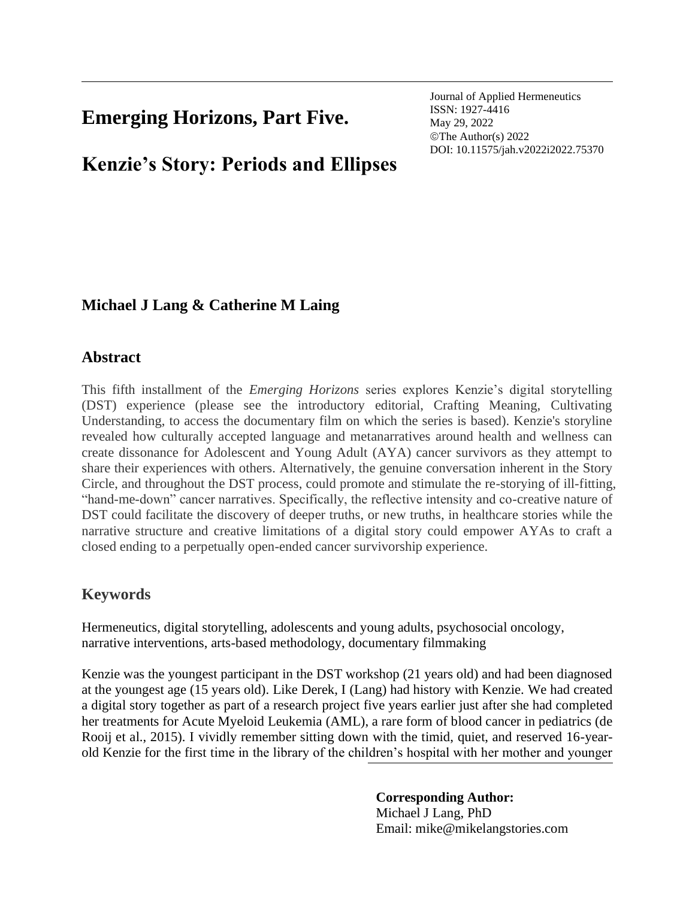Journal of Applied Hermeneutics
ISSN: 1927-4416
May 29, 2022
©The Author(s) 2022
DOI: 10.11575/jah.v2022i2022.75370

# Emerging Horizons, Part Five.

# Kenzie's Story: Periods and Ellipses

**Michael J Lang & Catherine M Laing**

## Abstract

This fifth installment of the *Emerging Horizons* series explores Kenzie's digital storytelling (DST) experience (please see the introductory editorial, Crafting Meaning, Cultivating Understanding, to access the documentary film on which the series is based). Kenzie's storyline revealed how culturally accepted language and metanarratives around health and wellness can create dissonance for Adolescent and Young Adult (AYA) cancer survivors as they attempt to share their experiences with others. Alternatively, the genuine conversation inherent in the Story Circle, and throughout the DST process, could promote and stimulate the re-storying of ill-fitting, "hand-me-down" cancer narratives. Specifically, the reflective intensity and co-creative nature of DST could facilitate the discovery of deeper truths, or new truths, in healthcare stories while the narrative structure and creative limitations of a digital story could empower AYAs to craft a closed ending to a perpetually open-ended cancer survivorship experience.

## Keywords

Hermeneutics, digital storytelling, adolescents and young adults, psychosocial oncology, narrative interventions, arts-based methodology, documentary filmmaking

Kenzie was the youngest participant in the DST workshop (21 years old) and had been diagnosed at the youngest age (15 years old). Like Derek, I (Lang) had history with Kenzie. We had created a digital story together as part of a research project five years earlier just after she had completed her treatments for Acute Myeloid Leukemia (AML), a rare form of blood cancer in pediatrics (de Rooij et al., 2015). I vividly remember sitting down with the timid, quiet, and reserved 16-year-old Kenzie for the first time in the library of the children's hospital with her mother and younger

**Corresponding Author:**
Michael J Lang, PhD
Email: mike@mikelangstories.com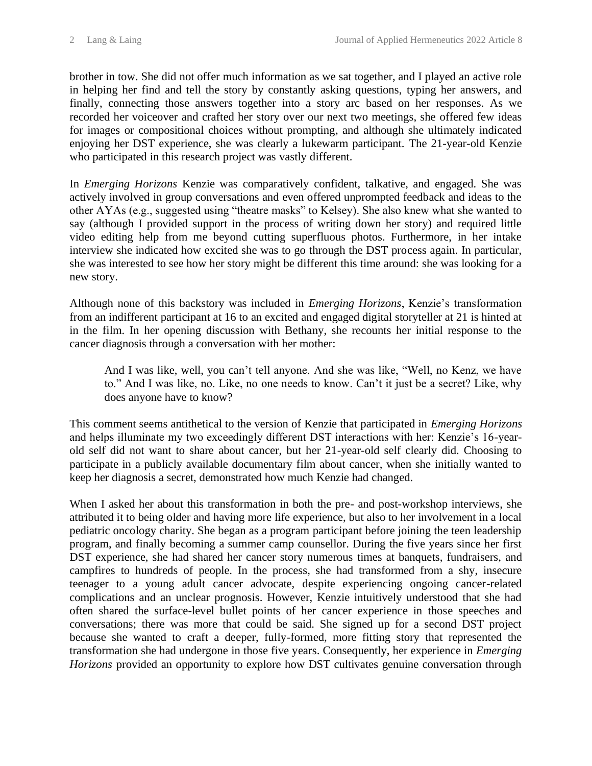brother in tow. She did not offer much information as we sat together, and I played an active role in helping her find and tell the story by constantly asking questions, typing her answers, and finally, connecting those answers together into a story arc based on her responses. As we recorded her voiceover and crafted her story over our next two meetings, she offered few ideas for images or compositional choices without prompting, and although she ultimately indicated enjoying her DST experience, she was clearly a lukewarm participant. The 21-year-old Kenzie who participated in this research project was vastly different.

In *Emerging Horizons* Kenzie was comparatively confident, talkative, and engaged. She was actively involved in group conversations and even offered unprompted feedback and ideas to the other AYAs (e.g., suggested using "theatre masks" to Kelsey). She also knew what she wanted to say (although I provided support in the process of writing down her story) and required little video editing help from me beyond cutting superfluous photos. Furthermore, in her intake interview she indicated how excited she was to go through the DST process again. In particular, she was interested to see how her story might be different this time around: she was looking for a new story.

Although none of this backstory was included in *Emerging Horizons*, Kenzie's transformation from an indifferent participant at 16 to an excited and engaged digital storyteller at 21 is hinted at in the film. In her opening discussion with Bethany, she recounts her initial response to the cancer diagnosis through a conversation with her mother:

> And I was like, well, you can't tell anyone. And she was like, "Well, no Kenz, we have to." And I was like, no. Like, no one needs to know. Can't it just be a secret? Like, why does anyone have to know?

This comment seems antithetical to the version of Kenzie that participated in *Emerging Horizons* and helps illuminate my two exceedingly different DST interactions with her: Kenzie's 16-year-old self did not want to share about cancer, but her 21-year-old self clearly did. Choosing to participate in a publicly available documentary film about cancer, when she initially wanted to keep her diagnosis a secret, demonstrated how much Kenzie had changed.

When I asked her about this transformation in both the pre- and post-workshop interviews, she attributed it to being older and having more life experience, but also to her involvement in a local pediatric oncology charity. She began as a program participant before joining the teen leadership program, and finally becoming a summer camp counsellor. During the five years since her first DST experience, she had shared her cancer story numerous times at banquets, fundraisers, and campfires to hundreds of people. In the process, she had transformed from a shy, insecure teenager to a young adult cancer advocate, despite experiencing ongoing cancer-related complications and an unclear prognosis. However, Kenzie intuitively understood that she had often shared the surface-level bullet points of her cancer experience in those speeches and conversations; there was more that could be said. She signed up for a second DST project because she wanted to craft a deeper, fully-formed, more fitting story that represented the transformation she had undergone in those five years. Consequently, her experience in *Emerging Horizons* provided an opportunity to explore how DST cultivates genuine conversation through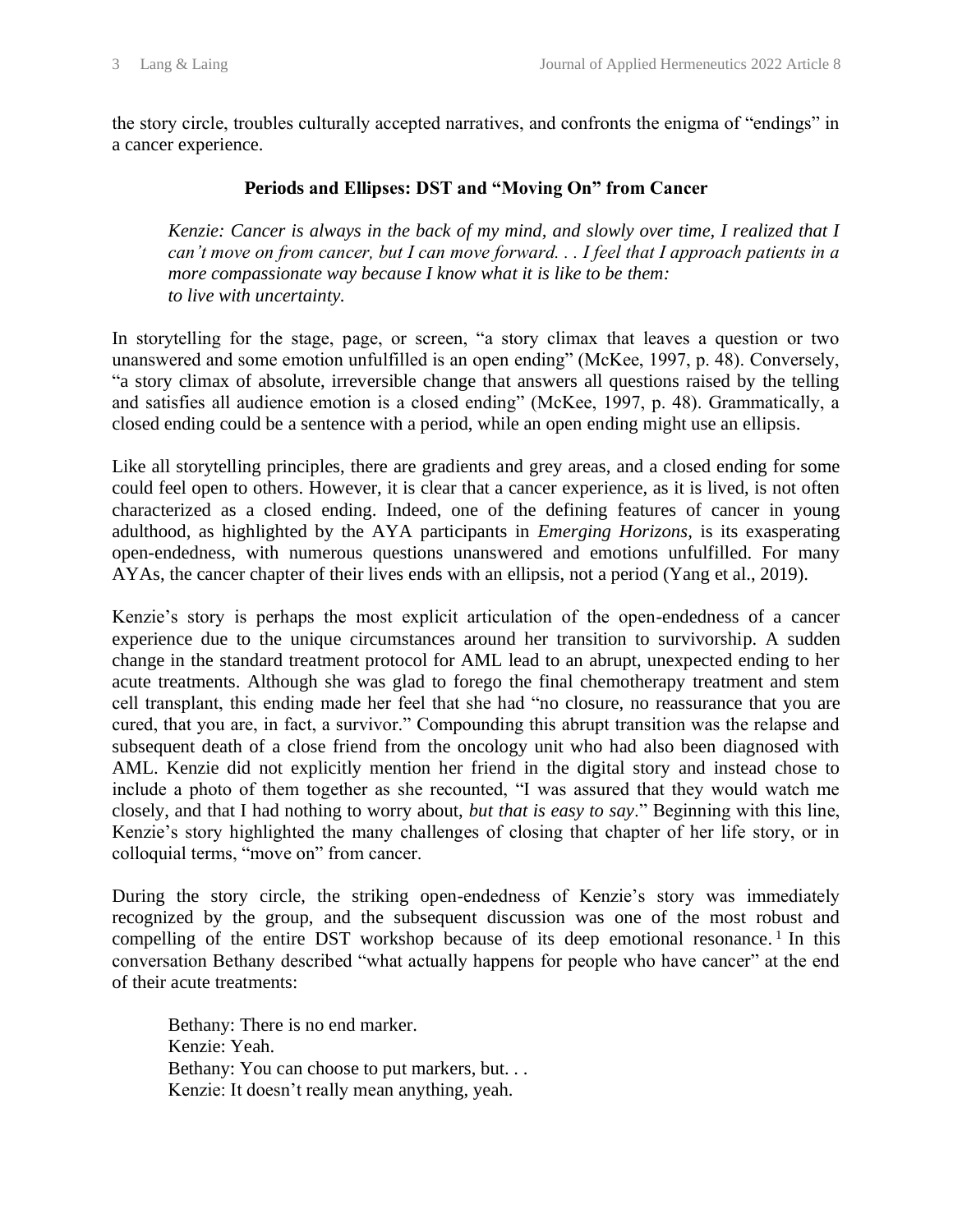the story circle, troubles culturally accepted narratives, and confronts the enigma of "endings" in a cancer experience.

## Periods and Ellipses: DST and "Moving On" from Cancer

> *Kenzie: Cancer is always in the back of my mind, and slowly over time, I realized that I can't move on from cancer, but I can move forward. . . I feel that I approach patients in a more compassionate way because I know what it is like to be them:*
> *to live with uncertainty.*

In storytelling for the stage, page, or screen, "a story climax that leaves a question or two unanswered and some emotion unfulfilled is an open ending" (McKee, 1997, p. 48). Conversely, "a story climax of absolute, irreversible change that answers all questions raised by the telling and satisfies all audience emotion is a closed ending" (McKee, 1997, p. 48). Grammatically, a closed ending could be a sentence with a period, while an open ending might use an ellipsis.

Like all storytelling principles, there are gradients and grey areas, and a closed ending for some could feel open to others. However, it is clear that a cancer experience, as it is lived, is not often characterized as a closed ending. Indeed, one of the defining features of cancer in young adulthood, as highlighted by the AYA participants in *Emerging Horizons*, is its exasperating open-endedness, with numerous questions unanswered and emotions unfulfilled. For many AYAs, the cancer chapter of their lives ends with an ellipsis, not a period (Yang et al., 2019).

Kenzie's story is perhaps the most explicit articulation of the open-endedness of a cancer experience due to the unique circumstances around her transition to survivorship. A sudden change in the standard treatment protocol for AML lead to an abrupt, unexpected ending to her acute treatments. Although she was glad to forego the final chemotherapy treatment and stem cell transplant, this ending made her feel that she had "no closure, no reassurance that you are cured, that you are, in fact, a survivor." Compounding this abrupt transition was the relapse and subsequent death of a close friend from the oncology unit who had also been diagnosed with AML. Kenzie did not explicitly mention her friend in the digital story and instead chose to include a photo of them together as she recounted, "I was assured that they would watch me closely, and that I had nothing to worry about, *but that is easy to say*." Beginning with this line, Kenzie's story highlighted the many challenges of closing that chapter of her life story, or in colloquial terms, "move on" from cancer.

During the story circle, the striking open-endedness of Kenzie's story was immediately recognized by the group, and the subsequent discussion was one of the most robust and compelling of the entire DST workshop because of its deep emotional resonance.[1] In this conversation Bethany described "what actually happens for people who have cancer" at the end of their acute treatments:

> Bethany: There is no end marker.
> Kenzie: Yeah.
> Bethany: You can choose to put markers, but. . .
> Kenzie: It doesn't really mean anything, yeah.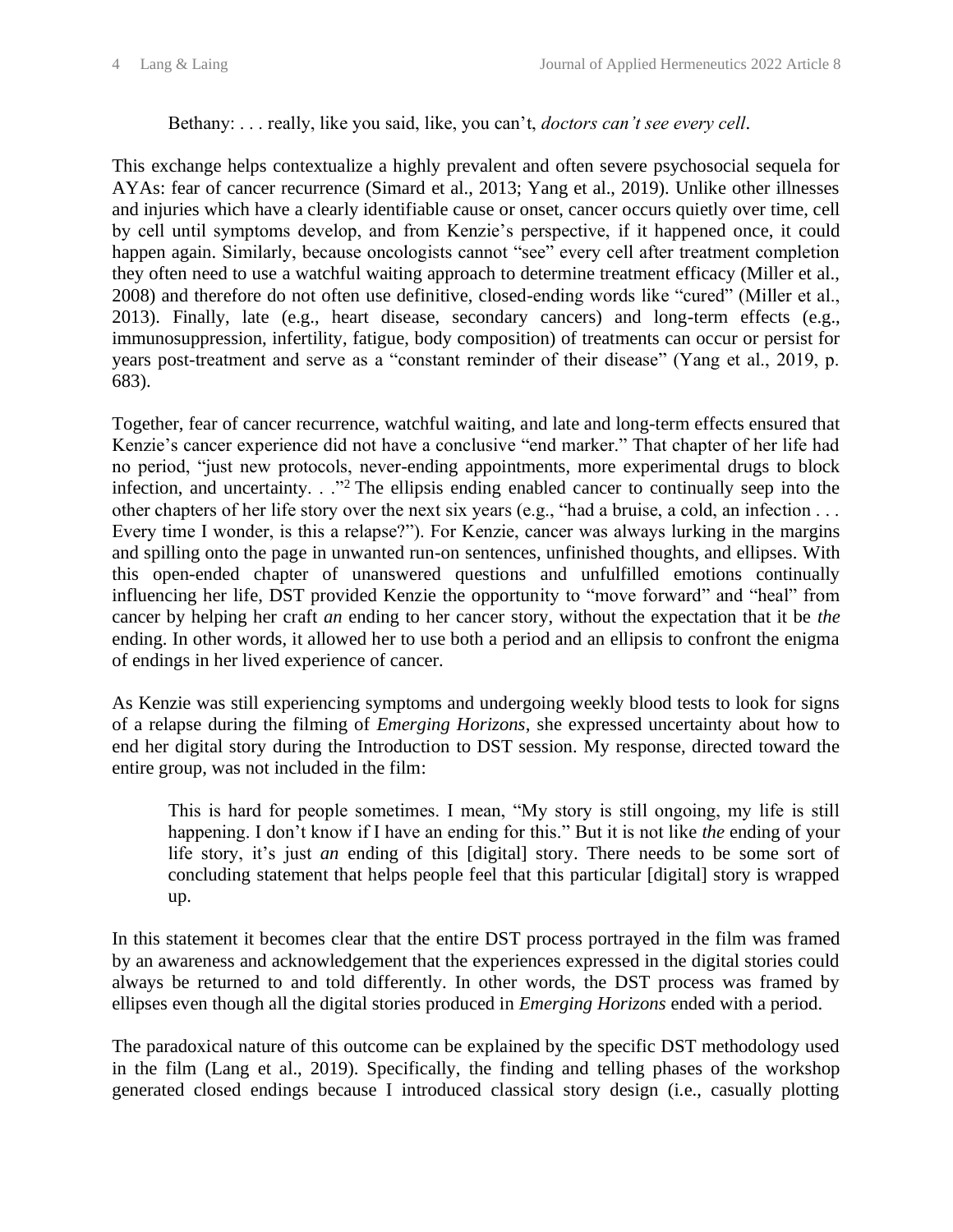> Bethany: . . . really, like you said, like, you can't, *doctors can't see every cell*.

This exchange helps contextualize a highly prevalent and often severe psychosocial sequela for AYAs: fear of cancer recurrence (Simard et al., 2013; Yang et al., 2019). Unlike other illnesses and injuries which have a clearly identifiable cause or onset, cancer occurs quietly over time, cell by cell until symptoms develop, and from Kenzie's perspective, if it happened once, it could happen again. Similarly, because oncologists cannot "see" every cell after treatment completion they often need to use a watchful waiting approach to determine treatment efficacy (Miller et al., 2008) and therefore do not often use definitive, closed-ending words like "cured" (Miller et al., 2013). Finally, late (e.g., heart disease, secondary cancers) and long-term effects (e.g., immunosuppression, infertility, fatigue, body composition) of treatments can occur or persist for years post-treatment and serve as a "constant reminder of their disease" (Yang et al., 2019, p. 683).

Together, fear of cancer recurrence, watchful waiting, and late and long-term effects ensured that Kenzie's cancer experience did not have a conclusive "end marker." That chapter of her life had no period, "just new protocols, never-ending appointments, more experimental drugs to block infection, and uncertainty. . ."[2] The ellipsis ending enabled cancer to continually seep into the other chapters of her life story over the next six years (e.g., "had a bruise, a cold, an infection . . . Every time I wonder, is this a relapse?"). For Kenzie, cancer was always lurking in the margins and spilling onto the page in unwanted run-on sentences, unfinished thoughts, and ellipses. With this open-ended chapter of unanswered questions and unfulfilled emotions continually influencing her life, DST provided Kenzie the opportunity to "move forward" and "heal" from cancer by helping her craft *an* ending to her cancer story, without the expectation that it be *the* ending. In other words, it allowed her to use both a period and an ellipsis to confront the enigma of endings in her lived experience of cancer.

As Kenzie was still experiencing symptoms and undergoing weekly blood tests to look for signs of a relapse during the filming of *Emerging Horizons*, she expressed uncertainty about how to end her digital story during the Introduction to DST session. My response, directed toward the entire group, was not included in the film:

> This is hard for people sometimes. I mean, "My story is still ongoing, my life is still happening. I don't know if I have an ending for this." But it is not like *the* ending of your life story, it's just *an* ending of this [digital] story. There needs to be some sort of concluding statement that helps people feel that this particular [digital] story is wrapped up.

In this statement it becomes clear that the entire DST process portrayed in the film was framed by an awareness and acknowledgement that the experiences expressed in the digital stories could always be returned to and told differently. In other words, the DST process was framed by ellipses even though all the digital stories produced in *Emerging Horizons* ended with a period.

The paradoxical nature of this outcome can be explained by the specific DST methodology used in the film (Lang et al., 2019). Specifically, the finding and telling phases of the workshop generated closed endings because I introduced classical story design (i.e., casually plotting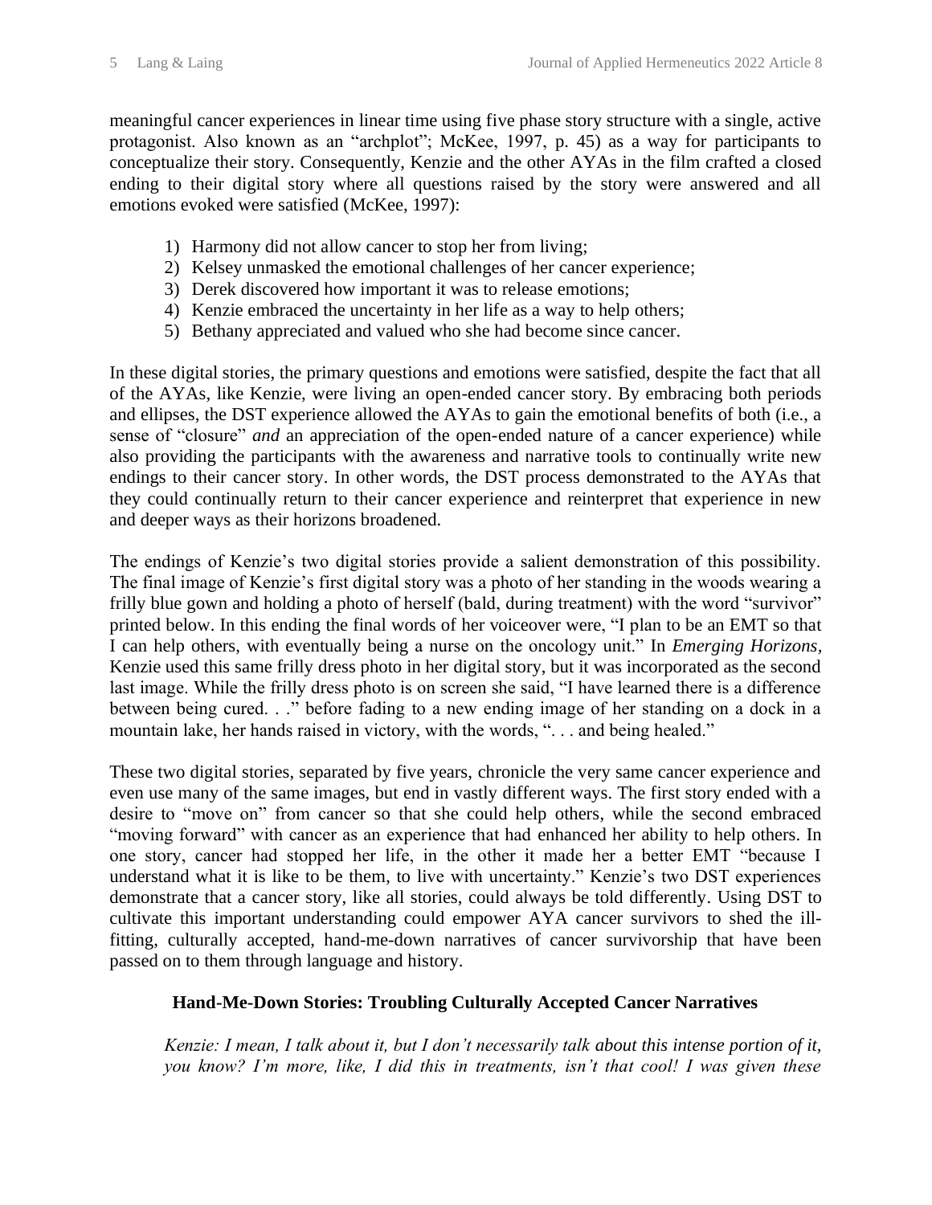meaningful cancer experiences in linear time using five phase story structure with a single, active protagonist. Also known as an "archplot"; McKee, 1997, p. 45) as a way for participants to conceptualize their story. Consequently, Kenzie and the other AYAs in the film crafted a closed ending to their digital story where all questions raised by the story were answered and all emotions evoked were satisfied (McKee, 1997):

1) Harmony did not allow cancer to stop her from living;
2) Kelsey unmasked the emotional challenges of her cancer experience;
3) Derek discovered how important it was to release emotions;
4) Kenzie embraced the uncertainty in her life as a way to help others;
5) Bethany appreciated and valued who she had become since cancer.

In these digital stories, the primary questions and emotions were satisfied, despite the fact that all of the AYAs, like Kenzie, were living an open-ended cancer story. By embracing both periods and ellipses, the DST experience allowed the AYAs to gain the emotional benefits of both (i.e., a sense of "closure" *and* an appreciation of the open-ended nature of a cancer experience) while also providing the participants with the awareness and narrative tools to continually write new endings to their cancer story. In other words, the DST process demonstrated to the AYAs that they could continually return to their cancer experience and reinterpret that experience in new and deeper ways as their horizons broadened.

The endings of Kenzie's two digital stories provide a salient demonstration of this possibility. The final image of Kenzie's first digital story was a photo of her standing in the woods wearing a frilly blue gown and holding a photo of herself (bald, during treatment) with the word "survivor" printed below. In this ending the final words of her voiceover were, "I plan to be an EMT so that I can help others, with eventually being a nurse on the oncology unit." In *Emerging Horizons*, Kenzie used this same frilly dress photo in her digital story, but it was incorporated as the second last image. While the frilly dress photo is on screen she said, "I have learned there is a difference between being cured. . ." before fading to a new ending image of her standing on a dock in a mountain lake, her hands raised in victory, with the words, ". . . and being healed."

These two digital stories, separated by five years, chronicle the very same cancer experience and even use many of the same images, but end in vastly different ways. The first story ended with a desire to "move on" from cancer so that she could help others, while the second embraced "moving forward" with cancer as an experience that had enhanced her ability to help others. In one story, cancer had stopped her life, in the other it made her a better EMT "because I understand what it is like to be them, to live with uncertainty." Kenzie's two DST experiences demonstrate that a cancer story, like all stories, could always be told differently. Using DST to cultivate this important understanding could empower AYA cancer survivors to shed the ill-fitting, culturally accepted, hand-me-down narratives of cancer survivorship that have been passed on to them through language and history.

## Hand-Me-Down Stories: Troubling Culturally Accepted Cancer Narratives

> *Kenzie: I mean, I talk about it, but I don't necessarily talk about this intense portion of it, you know? I'm more, like, I did this in treatments, isn't that cool! I was given these*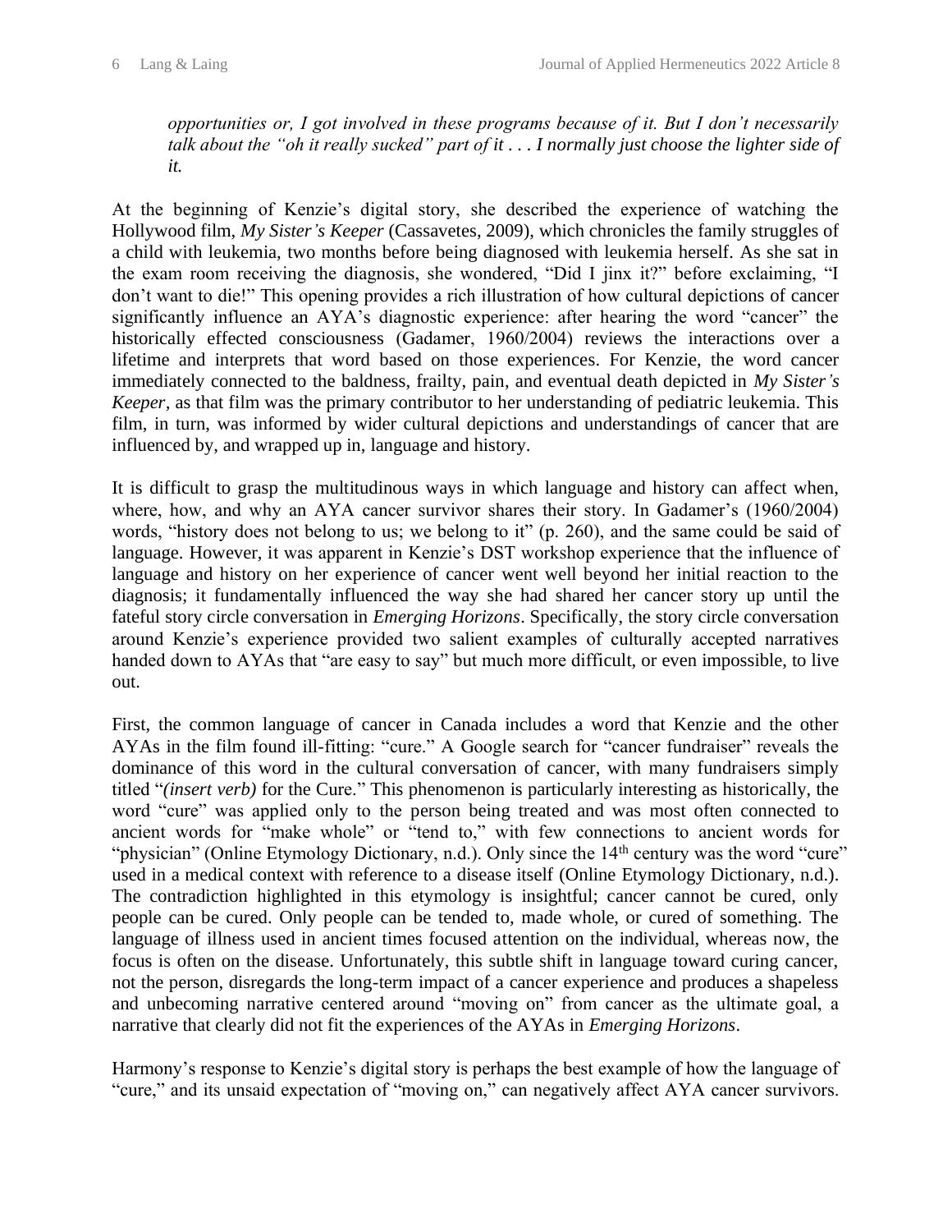*opportunities or, I got involved in these programs because of it. But I don't necessarily talk about the "oh it really sucked" part of it . . . I normally just choose the lighter side of it.*

At the beginning of Kenzie's digital story, she described the experience of watching the Hollywood film, *My Sister's Keeper* (Cassavetes, 2009), which chronicles the family struggles of a child with leukemia, two months before being diagnosed with leukemia herself. As she sat in the exam room receiving the diagnosis, she wondered, "Did I jinx it?" before exclaiming, "I don't want to die!" This opening provides a rich illustration of how cultural depictions of cancer significantly influence an AYA's diagnostic experience: after hearing the word "cancer" the historically effected consciousness (Gadamer, 1960/2004) reviews the interactions over a lifetime and interprets that word based on those experiences. For Kenzie, the word cancer immediately connected to the baldness, frailty, pain, and eventual death depicted in *My Sister's Keeper*, as that film was the primary contributor to her understanding of pediatric leukemia. This film, in turn, was informed by wider cultural depictions and understandings of cancer that are influenced by, and wrapped up in, language and history.

It is difficult to grasp the multitudinous ways in which language and history can affect when, where, how, and why an AYA cancer survivor shares their story. In Gadamer's (1960/2004) words, "history does not belong to us; we belong to it" (p. 260), and the same could be said of language. However, it was apparent in Kenzie's DST workshop experience that the influence of language and history on her experience of cancer went well beyond her initial reaction to the diagnosis; it fundamentally influenced the way she had shared her cancer story up until the fateful story circle conversation in *Emerging Horizons*. Specifically, the story circle conversation around Kenzie's experience provided two salient examples of culturally accepted narratives handed down to AYAs that "are easy to say" but much more difficult, or even impossible, to live out.

First, the common language of cancer in Canada includes a word that Kenzie and the other AYAs in the film found ill-fitting: "cure." A Google search for "cancer fundraiser" reveals the dominance of this word in the cultural conversation of cancer, with many fundraisers simply titled "*(insert verb)* for the Cure." This phenomenon is particularly interesting as historically, the word "cure" was applied only to the person being treated and was most often connected to ancient words for "make whole" or "tend to," with few connections to ancient words for "physician" (Online Etymology Dictionary, n.d.). Only since the 14th century was the word "cure" used in a medical context with reference to a disease itself (Online Etymology Dictionary, n.d.). The contradiction highlighted in this etymology is insightful; cancer cannot be cured, only people can be cured. Only people can be tended to, made whole, or cured of something. The language of illness used in ancient times focused attention on the individual, whereas now, the focus is often on the disease. Unfortunately, this subtle shift in language toward curing cancer, not the person, disregards the long-term impact of a cancer experience and produces a shapeless and unbecoming narrative centered around "moving on" from cancer as the ultimate goal, a narrative that clearly did not fit the experiences of the AYAs in *Emerging Horizons*.

Harmony's response to Kenzie's digital story is perhaps the best example of how the language of "cure," and its unsaid expectation of "moving on," can negatively affect AYA cancer survivors.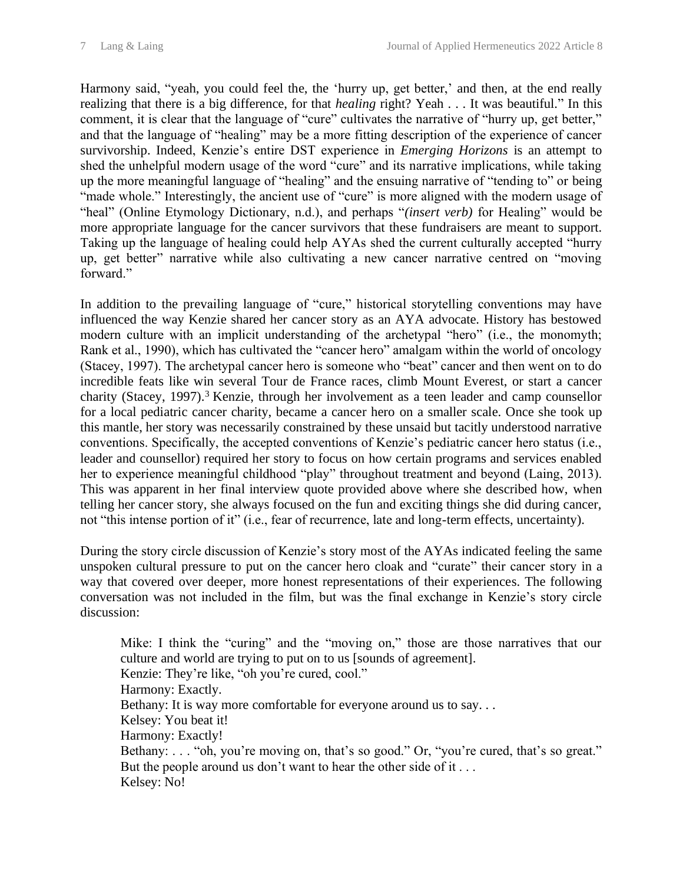Harmony said, "yeah, you could feel the, the 'hurry up, get better,' and then, at the end really realizing that there is a big difference, for that *healing* right? Yeah . . . It was beautiful." In this comment, it is clear that the language of "cure" cultivates the narrative of "hurry up, get better," and that the language of "healing" may be a more fitting description of the experience of cancer survivorship. Indeed, Kenzie's entire DST experience in *Emerging Horizons* is an attempt to shed the unhelpful modern usage of the word "cure" and its narrative implications, while taking up the more meaningful language of "healing" and the ensuing narrative of "tending to" or being "made whole." Interestingly, the ancient use of "cure" is more aligned with the modern usage of "heal" (Online Etymology Dictionary, n.d.), and perhaps "*(insert verb)* for Healing" would be more appropriate language for the cancer survivors that these fundraisers are meant to support. Taking up the language of healing could help AYAs shed the current culturally accepted "hurry up, get better" narrative while also cultivating a new cancer narrative centred on "moving forward."

In addition to the prevailing language of "cure," historical storytelling conventions may have influenced the way Kenzie shared her cancer story as an AYA advocate. History has bestowed modern culture with an implicit understanding of the archetypal "hero" (i.e., the monomyth; Rank et al., 1990), which has cultivated the "cancer hero" amalgam within the world of oncology (Stacey, 1997). The archetypal cancer hero is someone who "beat" cancer and then went on to do incredible feats like win several Tour de France races, climb Mount Everest, or start a cancer charity (Stacey, 1997).[3] Kenzie, through her involvement as a teen leader and camp counsellor for a local pediatric cancer charity, became a cancer hero on a smaller scale. Once she took up this mantle, her story was necessarily constrained by these unsaid but tacitly understood narrative conventions. Specifically, the accepted conventions of Kenzie's pediatric cancer hero status (i.e., leader and counsellor) required her story to focus on how certain programs and services enabled her to experience meaningful childhood "play" throughout treatment and beyond (Laing, 2013). This was apparent in her final interview quote provided above where she described how, when telling her cancer story, she always focused on the fun and exciting things she did during cancer, not "this intense portion of it" (i.e., fear of recurrence, late and long-term effects, uncertainty).

During the story circle discussion of Kenzie's story most of the AYAs indicated feeling the same unspoken cultural pressure to put on the cancer hero cloak and "curate" their cancer story in a way that covered over deeper, more honest representations of their experiences. The following conversation was not included in the film, but was the final exchange in Kenzie's story circle discussion:

> Mike: I think the "curing" and the "moving on," those are those narratives that our culture and world are trying to put on to us [sounds of agreement].
> Kenzie: They're like, "oh you're cured, cool."
> Harmony: Exactly.
> Bethany: It is way more comfortable for everyone around us to say. . .
> Kelsey: You beat it!
> Harmony: Exactly!
> Bethany: . . . "oh, you're moving on, that's so good." Or, "you're cured, that's so great." But the people around us don't want to hear the other side of it . . .
> Kelsey: No!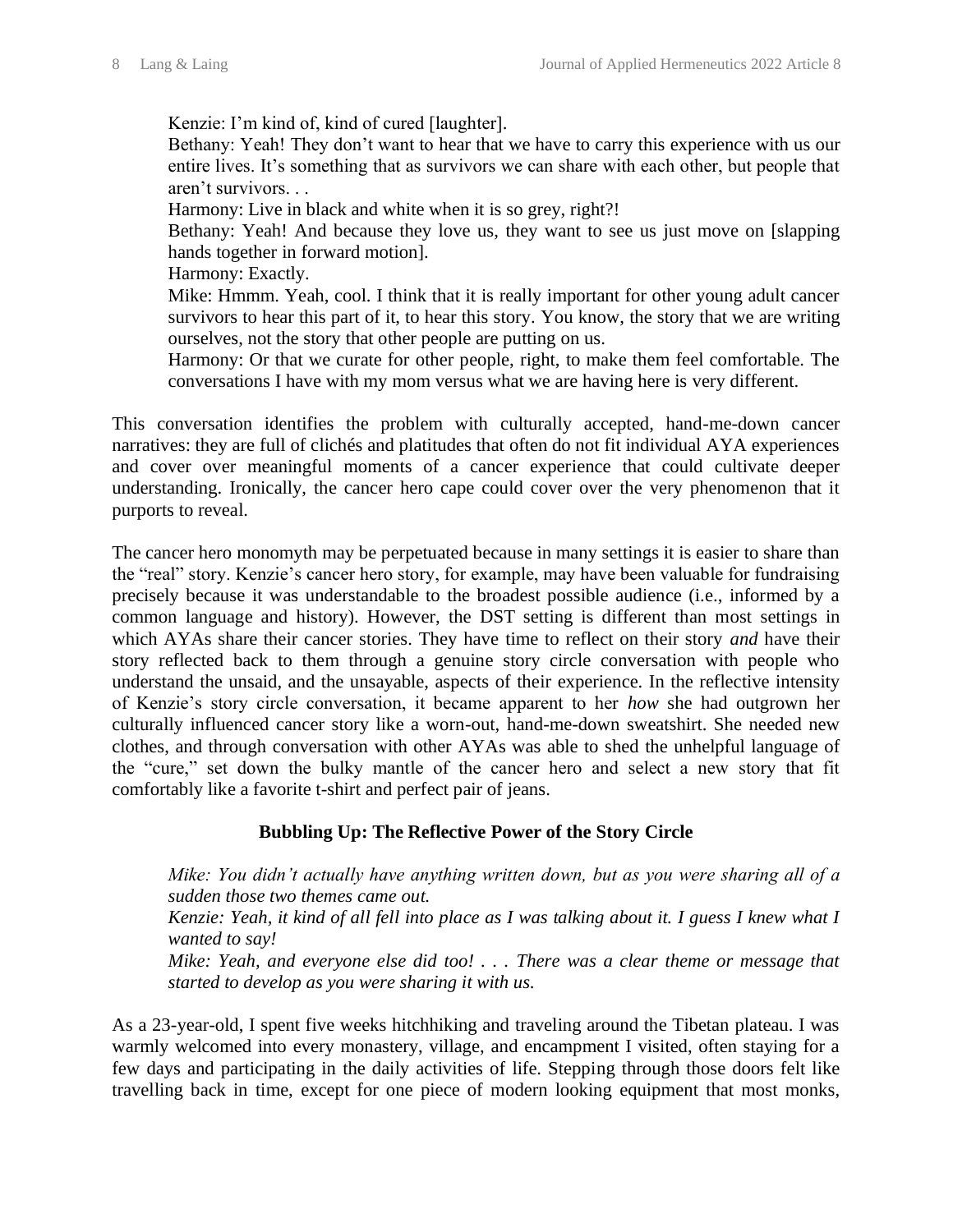> Kenzie: I'm kind of, kind of cured [laughter].
> Bethany: Yeah! They don't want to hear that we have to carry this experience with us our entire lives. It's something that as survivors we can share with each other, but people that aren't survivors. . .
> Harmony: Live in black and white when it is so grey, right?!
> Bethany: Yeah! And because they love us, they want to see us just move on [slapping hands together in forward motion].
> Harmony: Exactly.
> Mike: Hmmm. Yeah, cool. I think that it is really important for other young adult cancer survivors to hear this part of it, to hear this story. You know, the story that we are writing ourselves, not the story that other people are putting on us.
> Harmony: Or that we curate for other people, right, to make them feel comfortable. The conversations I have with my mom versus what we are having here is very different.

This conversation identifies the problem with culturally accepted, hand-me-down cancer narratives: they are full of clichés and platitudes that often do not fit individual AYA experiences and cover over meaningful moments of a cancer experience that could cultivate deeper understanding. Ironically, the cancer hero cape could cover over the very phenomenon that it purports to reveal.

The cancer hero monomyth may be perpetuated because in many settings it is easier to share than the "real" story. Kenzie's cancer hero story, for example, may have been valuable for fundraising precisely because it was understandable to the broadest possible audience (i.e., informed by a common language and history). However, the DST setting is different than most settings in which AYAs share their cancer stories. They have time to reflect on their story *and* have their story reflected back to them through a genuine story circle conversation with people who understand the unsaid, and the unsayable, aspects of their experience. In the reflective intensity of Kenzie's story circle conversation, it became apparent to her *how* she had outgrown her culturally influenced cancer story like a worn-out, hand-me-down sweatshirt. She needed new clothes, and through conversation with other AYAs was able to shed the unhelpful language of the "cure," set down the bulky mantle of the cancer hero and select a new story that fit comfortably like a favorite t-shirt and perfect pair of jeans.

## Bubbling Up: The Reflective Power of the Story Circle

> *Mike: You didn't actually have anything written down, but as you were sharing all of a sudden those two themes came out.*
> *Kenzie: Yeah, it kind of all fell into place as I was talking about it. I guess I knew what I wanted to say!*
> *Mike: Yeah, and everyone else did too! . . . There was a clear theme or message that started to develop as you were sharing it with us.*

As a 23-year-old, I spent five weeks hitchhiking and traveling around the Tibetan plateau. I was warmly welcomed into every monastery, village, and encampment I visited, often staying for a few days and participating in the daily activities of life. Stepping through those doors felt like travelling back in time, except for one piece of modern looking equipment that most monks,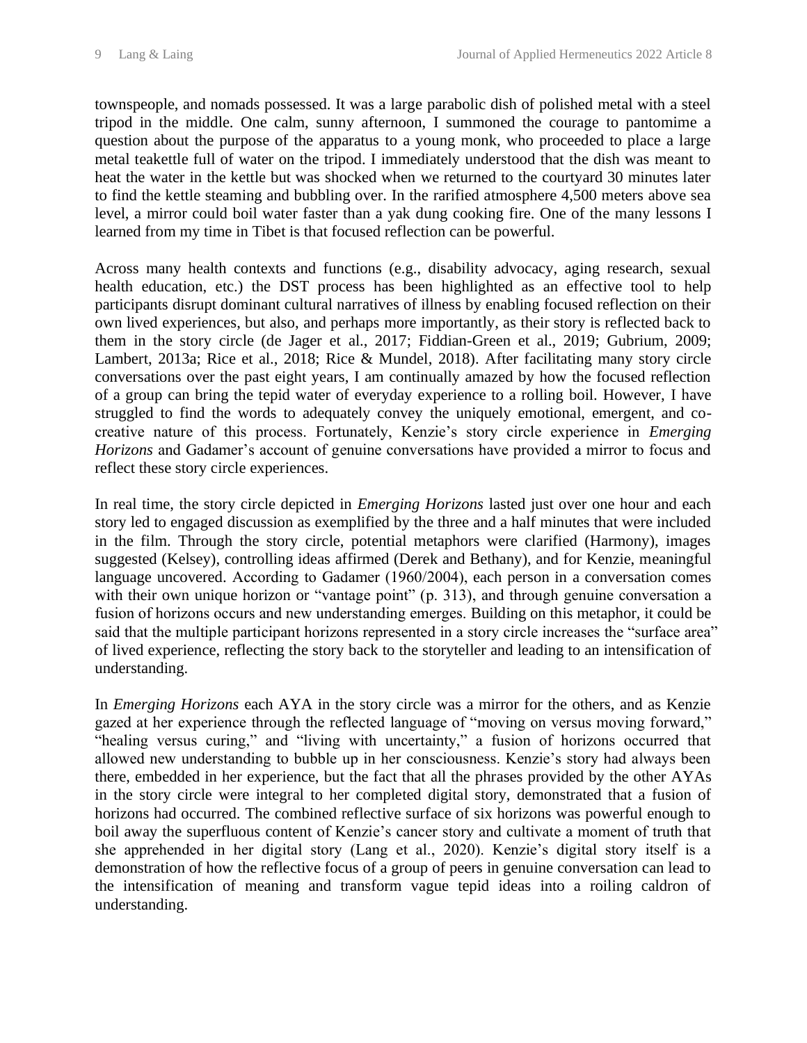townspeople, and nomads possessed. It was a large parabolic dish of polished metal with a steel tripod in the middle. One calm, sunny afternoon, I summoned the courage to pantomime a question about the purpose of the apparatus to a young monk, who proceeded to place a large metal teakettle full of water on the tripod. I immediately understood that the dish was meant to heat the water in the kettle but was shocked when we returned to the courtyard 30 minutes later to find the kettle steaming and bubbling over. In the rarified atmosphere 4,500 meters above sea level, a mirror could boil water faster than a yak dung cooking fire. One of the many lessons I learned from my time in Tibet is that focused reflection can be powerful.

Across many health contexts and functions (e.g., disability advocacy, aging research, sexual health education, etc.) the DST process has been highlighted as an effective tool to help participants disrupt dominant cultural narratives of illness by enabling focused reflection on their own lived experiences, but also, and perhaps more importantly, as their story is reflected back to them in the story circle (de Jager et al., 2017; Fiddian-Green et al., 2019; Gubrium, 2009; Lambert, 2013a; Rice et al., 2018; Rice & Mundel, 2018). After facilitating many story circle conversations over the past eight years, I am continually amazed by how the focused reflection of a group can bring the tepid water of everyday experience to a rolling boil. However, I have struggled to find the words to adequately convey the uniquely emotional, emergent, and co-creative nature of this process. Fortunately, Kenzie's story circle experience in *Emerging Horizons* and Gadamer's account of genuine conversations have provided a mirror to focus and reflect these story circle experiences.

In real time, the story circle depicted in *Emerging Horizons* lasted just over one hour and each story led to engaged discussion as exemplified by the three and a half minutes that were included in the film. Through the story circle, potential metaphors were clarified (Harmony), images suggested (Kelsey), controlling ideas affirmed (Derek and Bethany), and for Kenzie, meaningful language uncovered. According to Gadamer (1960/2004), each person in a conversation comes with their own unique horizon or "vantage point" (p. 313), and through genuine conversation a fusion of horizons occurs and new understanding emerges. Building on this metaphor, it could be said that the multiple participant horizons represented in a story circle increases the "surface area" of lived experience, reflecting the story back to the storyteller and leading to an intensification of understanding.

In *Emerging Horizons* each AYA in the story circle was a mirror for the others, and as Kenzie gazed at her experience through the reflected language of "moving on versus moving forward," "healing versus curing," and "living with uncertainty," a fusion of horizons occurred that allowed new understanding to bubble up in her consciousness. Kenzie's story had always been there, embedded in her experience, but the fact that all the phrases provided by the other AYAs in the story circle were integral to her completed digital story, demonstrated that a fusion of horizons had occurred. The combined reflective surface of six horizons was powerful enough to boil away the superfluous content of Kenzie's cancer story and cultivate a moment of truth that she apprehended in her digital story (Lang et al., 2020). Kenzie's digital story itself is a demonstration of how the reflective focus of a group of peers in genuine conversation can lead to the intensification of meaning and transform vague tepid ideas into a roiling caldron of understanding.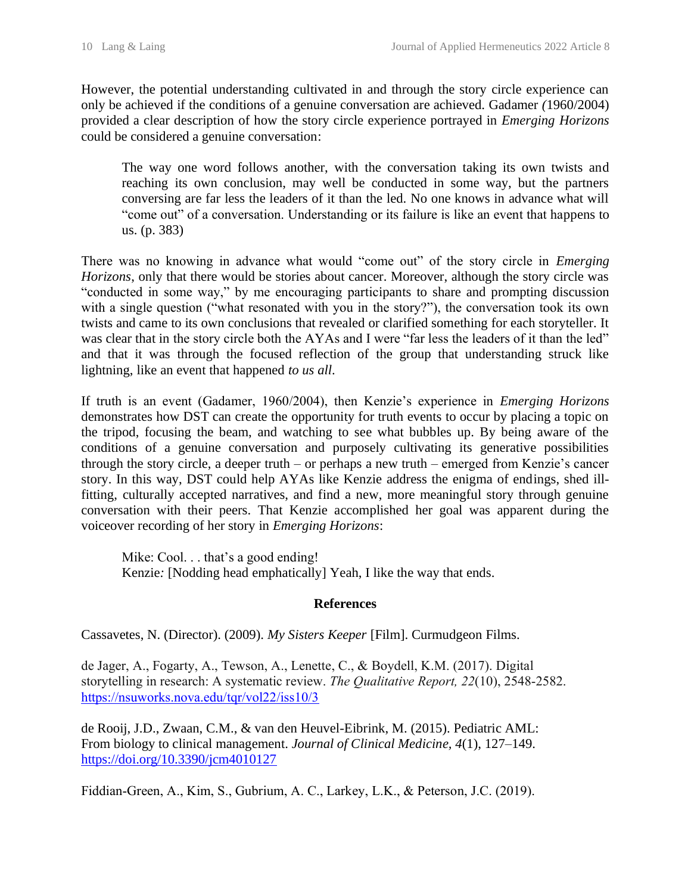However, the potential understanding cultivated in and through the story circle experience can only be achieved if the conditions of a genuine conversation are achieved. Gadamer *(*1960/2004) provided a clear description of how the story circle experience portrayed in *Emerging Horizons* could be considered a genuine conversation:

> The way one word follows another, with the conversation taking its own twists and reaching its own conclusion, may well be conducted in some way, but the partners conversing are far less the leaders of it than the led. No one knows in advance what will "come out" of a conversation. Understanding or its failure is like an event that happens to us. (p. 383)

There was no knowing in advance what would "come out" of the story circle in *Emerging Horizons*, only that there would be stories about cancer. Moreover, although the story circle was "conducted in some way," by me encouraging participants to share and prompting discussion with a single question ("what resonated with you in the story?"), the conversation took its own twists and came to its own conclusions that revealed or clarified something for each storyteller. It was clear that in the story circle both the AYAs and I were "far less the leaders of it than the led" and that it was through the focused reflection of the group that understanding struck like lightning, like an event that happened *to us all*.

If truth is an event (Gadamer, 1960/2004), then Kenzie's experience in *Emerging Horizons* demonstrates how DST can create the opportunity for truth events to occur by placing a topic on the tripod, focusing the beam, and watching to see what bubbles up. By being aware of the conditions of a genuine conversation and purposely cultivating its generative possibilities through the story circle, a deeper truth – or perhaps a new truth – emerged from Kenzie's cancer story. In this way, DST could help AYAs like Kenzie address the enigma of endings, shed ill-fitting, culturally accepted narratives, and find a new, more meaningful story through genuine conversation with their peers. That Kenzie accomplished her goal was apparent during the voiceover recording of her story in *Emerging Horizons*:

> Mike: Cool. . . that's a good ending!
> Kenzie*:* [Nodding head emphatically] Yeah, I like the way that ends.

## References

Cassavetes, N. (Director). (2009). *My Sisters Keeper* [Film]. Curmudgeon Films.

de Jager, A., Fogarty, A., Tewson, A., Lenette, C., & Boydell, K.M. (2017). Digital storytelling in research: A systematic review. *The Qualitative Report, 22*(10), 2548-2582. https://nsuworks.nova.edu/tqr/vol22/iss10/3

de Rooij, J.D., Zwaan, C.M., & van den Heuvel-Eibrink, M. (2015). Pediatric AML: From biology to clinical management. *Journal of Clinical Medicine, 4*(1), 127–149. https://doi.org/10.3390/jcm4010127

Fiddian-Green, A., Kim, S., Gubrium, A. C., Larkey, L.K., & Peterson, J.C. (2019).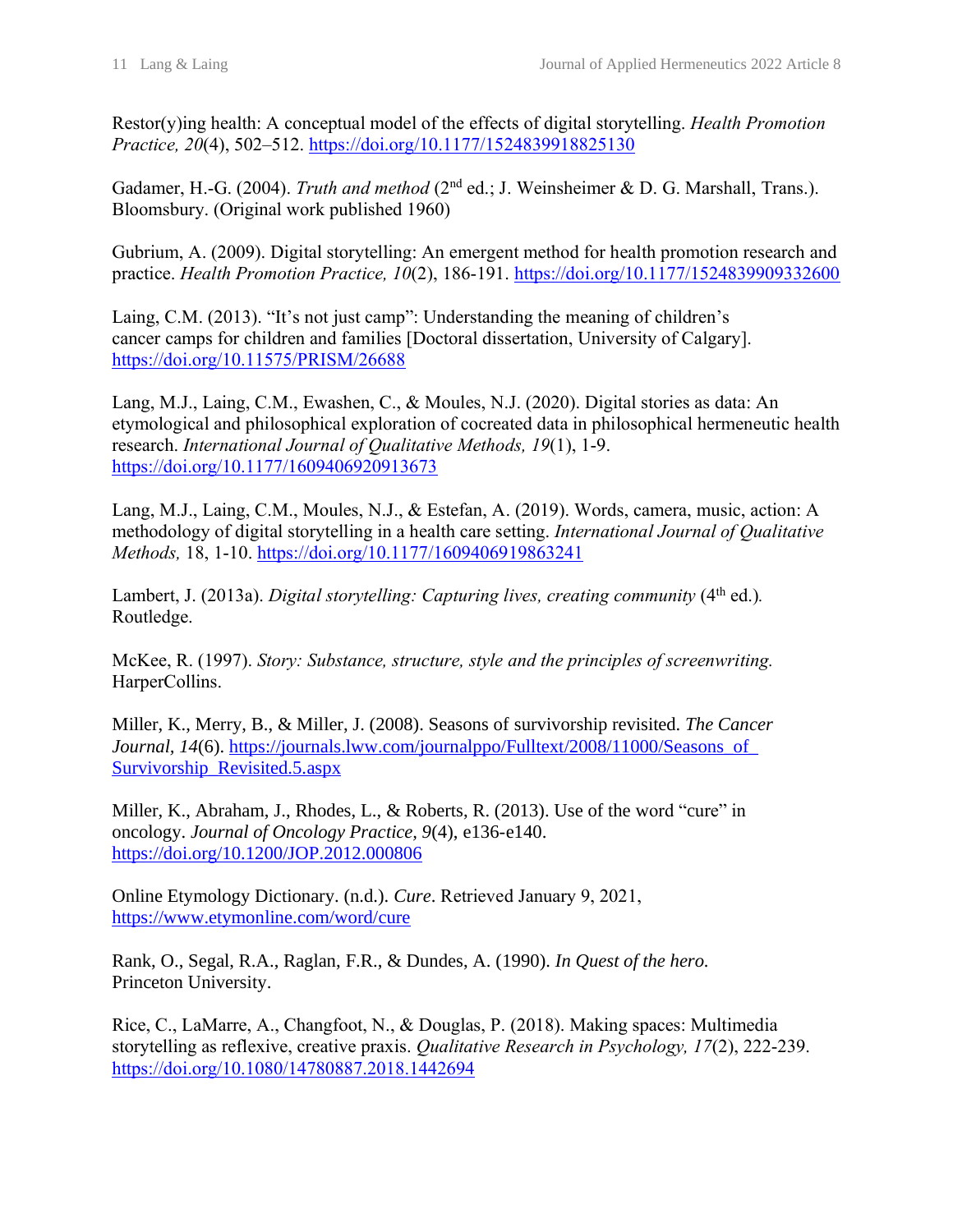Restor(y)ing health: A conceptual model of the effects of digital storytelling. *Health Promotion Practice, 20*(4), 502–512. https://doi.org/10.1177/1524839918825130

Gadamer, H.-G. (2004). *Truth and method* (2nd ed.; J. Weinsheimer & D. G. Marshall, Trans.). Bloomsbury. (Original work published 1960)

Gubrium, A. (2009). Digital storytelling: An emergent method for health promotion research and practice. *Health Promotion Practice, 10*(2), 186-191. https://doi.org/10.1177/1524839909332600

Laing, C.M. (2013). "It's not just camp": Understanding the meaning of children's cancer camps for children and families [Doctoral dissertation, University of Calgary]. https://doi.org/10.11575/PRISM/26688

Lang, M.J., Laing, C.M., Ewashen, C., & Moules, N.J. (2020). Digital stories as data: An etymological and philosophical exploration of cocreated data in philosophical hermeneutic health research. *International Journal of Qualitative Methods, 19*(1), 1-9. https://doi.org/10.1177/1609406920913673

Lang, M.J., Laing, C.M., Moules, N.J., & Estefan, A. (2019). Words, camera, music, action: A methodology of digital storytelling in a health care setting. *International Journal of Qualitative Methods,* 18, 1-10. https://doi.org/10.1177/1609406919863241

Lambert, J. (2013a). *Digital storytelling: Capturing lives, creating community* (4th ed.). Routledge.

McKee, R. (1997). *Story: Substance, structure, style and the principles of screenwriting.* HarperCollins.

Miller, K., Merry, B., & Miller, J. (2008). Seasons of survivorship revisited. *The Cancer Journal, 14*(6). https://journals.lww.com/journalppo/Fulltext/2008/11000/Seasons_of_Survivorship_Revisited.5.aspx

Miller, K., Abraham, J., Rhodes, L., & Roberts, R. (2013). Use of the word "cure" in oncology. *Journal of Oncology Practice, 9*(4), e136-e140. https://doi.org/10.1200/JOP.2012.000806

Online Etymology Dictionary. (n.d.). *Cure*. Retrieved January 9, 2021, https://www.etymonline.com/word/cure

Rank, O., Segal, R.A., Raglan, F.R., & Dundes, A. (1990). *In Quest of the hero.* Princeton University.

Rice, C., LaMarre, A., Changfoot, N., & Douglas, P. (2018). Making spaces: Multimedia storytelling as reflexive, creative praxis. *Qualitative Research in Psychology, 17*(2), 222-239. https://doi.org/10.1080/14780887.2018.1442694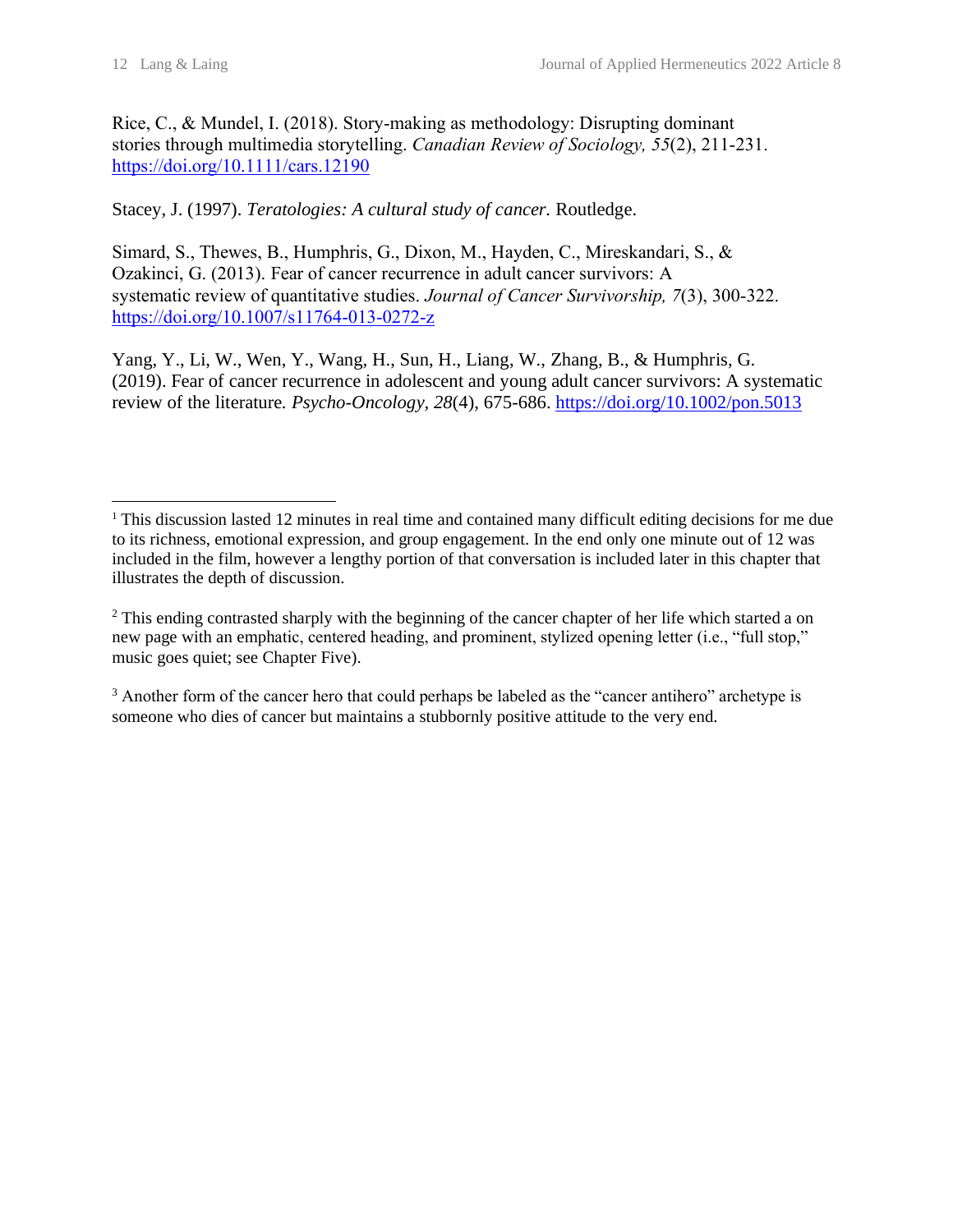Rice, C., & Mundel, I. (2018). Story-making as methodology: Disrupting dominant stories through multimedia storytelling. *Canadian Review of Sociology, 55*(2), 211-231. https://doi.org/10.1111/cars.12190

Stacey, J. (1997). *Teratologies: A cultural study of cancer.* Routledge.

Simard, S., Thewes, B., Humphris, G., Dixon, M., Hayden, C., Mireskandari, S., & Ozakinci, G. (2013). Fear of cancer recurrence in adult cancer survivors: A systematic review of quantitative studies. *Journal of Cancer Survivorship, 7*(3), 300-322. https://doi.org/10.1007/s11764-013-0272-z

Yang, Y., Li, W., Wen, Y., Wang, H., Sun, H., Liang, W., Zhang, B., & Humphris, G. (2019). Fear of cancer recurrence in adolescent and young adult cancer survivors: A systematic review of the literature. *Psycho-Oncology, 28*(4), 675-686. https://doi.org/10.1002/pon.5013

---

[1] This discussion lasted 12 minutes in real time and contained many difficult editing decisions for me due to its richness, emotional expression, and group engagement. In the end only one minute out of 12 was included in the film, however a lengthy portion of that conversation is included later in this chapter that illustrates the depth of discussion.

[2] This ending contrasted sharply with the beginning of the cancer chapter of her life which started a on new page with an emphatic, centered heading, and prominent, stylized opening letter (i.e., "full stop," music goes quiet; see Chapter Five).

[3] Another form of the cancer hero that could perhaps be labeled as the "cancer antihero" archetype is someone who dies of cancer but maintains a stubbornly positive attitude to the very end.